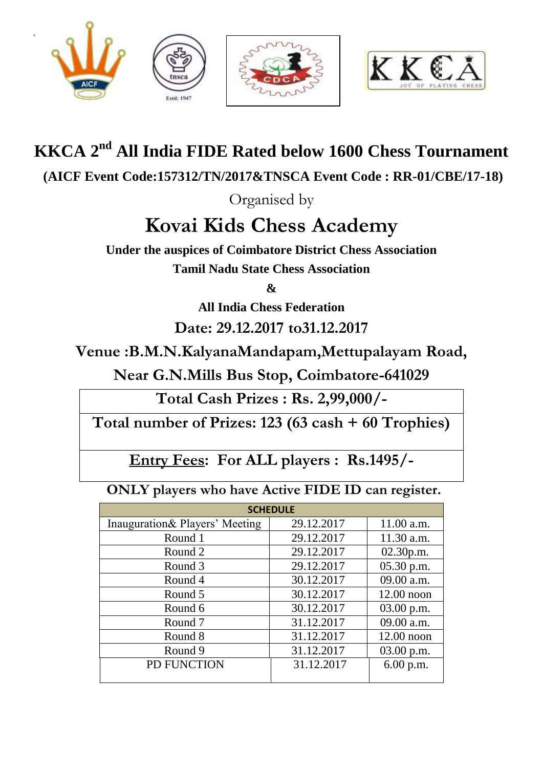# KKCA 2nd All India FIDE Rated below 1600 Chess Tournament

**(AICF Event Code:157312/TN/2017&TNSCA Event Code : RR-01/CBE/17-18)**

Organised by

## Kovai Kids Chess Academy

**Under the auspices of Coimbatore District Chess Association**

**Tamil Nadu State Chess Association**

**&**

**All India Chess Federation**

**Date: 29.12.2017 to31.12.2017**

**Venue :B.M.N.KalyanaMandapam,Mettupalayam Road,**

**Near G.N.Mills Bus Stop, Coimbatore-641029**

| **Total Cash Prizes : Rs. 2,99,000/-** |
|---|
| **Total number of Prizes: 123 (63 cash + 60 Trophies)** |
| **Entry Fees: For ALL players : Rs.1495/-** |

**ONLY players who have Active FIDE ID can register.**

| SCHEDULE | | |
|---|---|---|
| Inauguration& Players' Meeting | 29.12.2017 | 11.00 a.m. |
| Round 1 | 29.12.2017 | 11.30 a.m. |
| Round 2 | 29.12.2017 | 02.30p.m. |
| Round 3 | 29.12.2017 | 05.30 p.m. |
| Round 4 | 30.12.2017 | 09.00 a.m. |
| Round 5 | 30.12.2017 | 12.00 noon |
| Round 6 | 30.12.2017 | 03.00 p.m. |
| Round 7 | 31.12.2017 | 09.00 a.m. |
| Round 8 | 31.12.2017 | 12.00 noon |
| Round 9 | 31.12.2017 | 03.00 p.m. |
| PD FUNCTION | 31.12.2017 | 6.00 p.m. |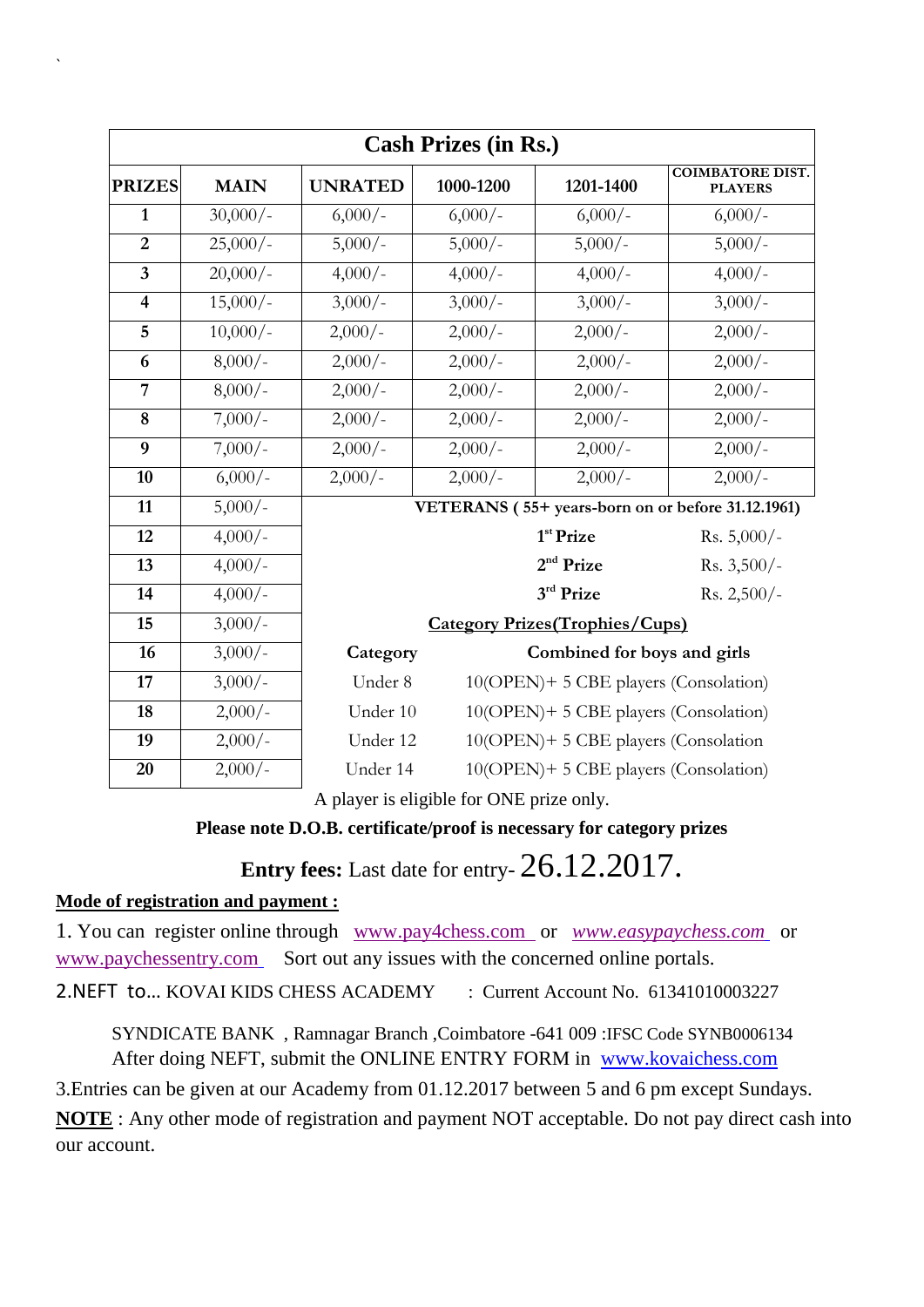| Cash Prizes (in Rs.) | | | | | |
|---|---|---|---|---|---|
| **PRIZES** | **MAIN** | **UNRATED** | **1000-1200** | **1201-1400** | **COIMBATORE DIST. PLAYERS** |
| **1** | 30,000/- | 6,000/- | 6,000/- | 6,000/- | 6,000/- |
| **2** | 25,000/- | 5,000/- | 5,000/- | 5,000/- | 5,000/- |
| **3** | 20,000/- | 4,000/- | 4,000/- | 4,000/- | 4,000/- |
| **4** | 15,000/- | 3,000/- | 3,000/- | 3,000/- | 3,000/- |
| **5** | 10,000/- | 2,000/- | 2,000/- | 2,000/- | 2,000/- |
| **6** | 8,000/- | 2,000/- | 2,000/- | 2,000/- | 2,000/- |
| **7** | 8,000/- | 2,000/- | 2,000/- | 2,000/- | 2,000/- |
| **8** | 7,000/- | 2,000/- | 2,000/- | 2,000/- | 2,000/- |
| **9** | 7,000/- | 2,000/- | 2,000/- | 2,000/- | 2,000/- |
| **10** | 6,000/- | 2,000/- | 2,000/- | 2,000/- | 2,000/- |
| **11** | 5,000/- | **VETERANS ( 55+ years-born on or before 31.12.1961)** | | | |
| **12** | 4,000/- | | | **1st Prize** | Rs. 5,000/- |
| **13** | 4,000/- | | | **2nd Prize** | Rs. 3,500/- |
| **14** | 4,000/- | | | **3rd Prize** | Rs. 2,500/- |
| **15** | 3,000/- | **Category Prizes(Trophies/Cups)** | | | |
| **16** | 3,000/- | **Category** | **Combined for boys and girls** | | |
| **17** | 3,000/- | Under 8 | 10(OPEN)+ 5 CBE players (Consolation) | | |
| **18** | 2,000/- | Under 10 | 10(OPEN)+ 5 CBE players (Consolation) | | |
| **19** | 2,000/- | Under 12 | 10(OPEN)+ 5 CBE players (Consolation | | |
| **20** | 2,000/- | Under 14 | 10(OPEN)+ 5 CBE players (Consolation) | | |

A player is eligible for ONE prize only.

**Please note D.O.B. certificate/proof is necessary for category prizes**

**Entry fees:** Last date for entry- 26.12.2017.

**Mode of registration and payment :**

1. You can register online through www.pay4chess.com or *www.easypaychess.com* or www.paychessentry.com Sort out any issues with the concerned online portals.

2.NEFT to... KOVAI KIDS CHESS ACADEMY : Current Account No. 61341010003227

SYNDICATE BANK , Ramnagar Branch ,Coimbatore -641 009 :IFSC Code SYNB0006134
After doing NEFT, submit the ONLINE ENTRY FORM in www.kovaichess.com

3.Entries can be given at our Academy from 01.12.2017 between 5 and 6 pm except Sundays.

**NOTE** : Any other mode of registration and payment NOT acceptable. Do not pay direct cash into our account.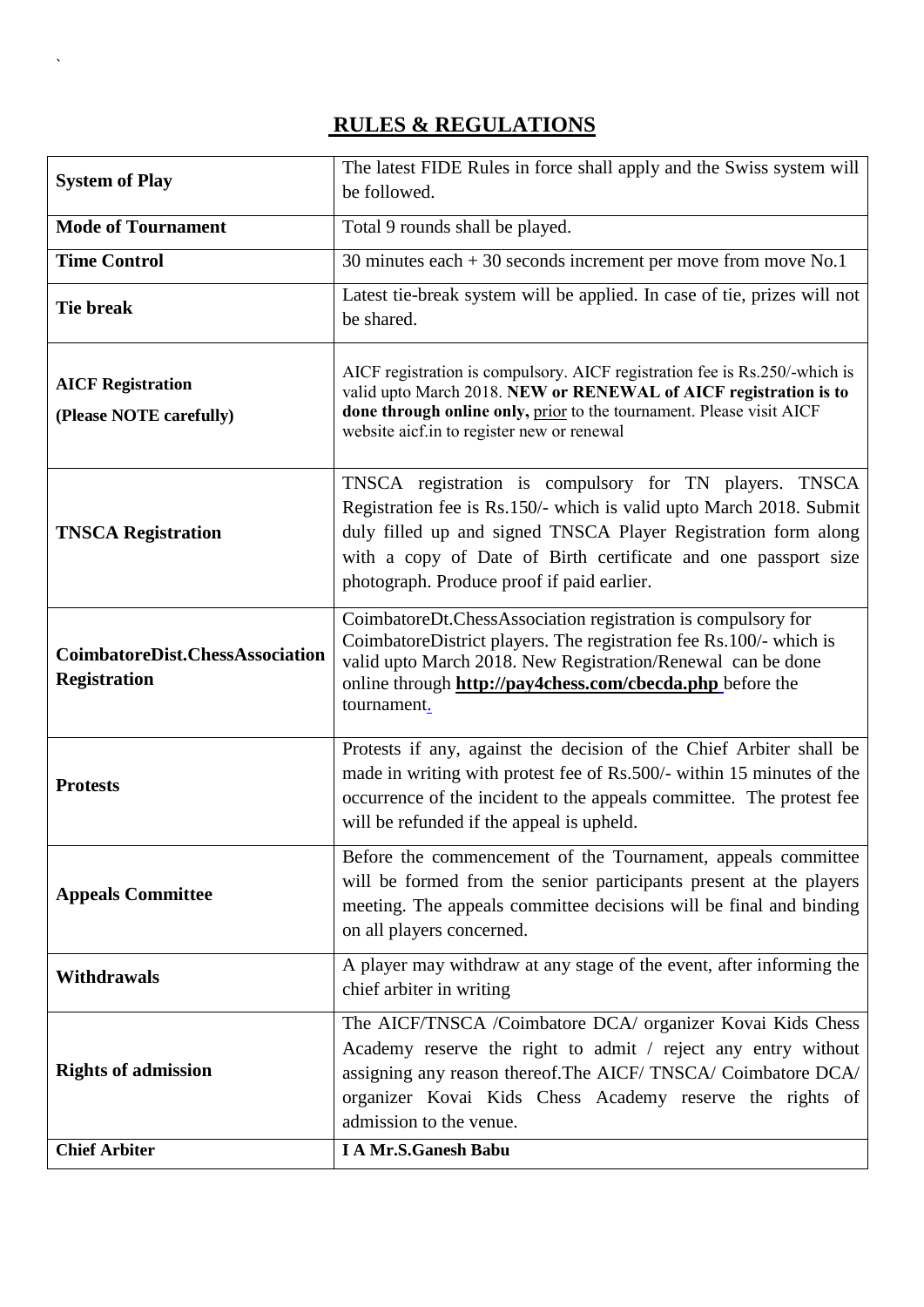## RULES & REGULATIONS

| | |
|---|---|
| **System of Play** | The latest FIDE Rules in force shall apply and the Swiss system will be followed. |
| **Mode of Tournament** | Total 9 rounds shall be played. |
| **Time Control** | 30 minutes each + 30 seconds increment per move from move No.1 |
| **Tie break** | Latest tie-break system will be applied. In case of tie, prizes will not be shared. |
| **AICF Registration (Please NOTE carefully)** | AICF registration is compulsory. AICF registration fee is Rs.250/-which is valid upto March 2018. **NEW or RENEWAL of AICF registration is to done through online only,** prior to the tournament. Please visit AICF website aicf.in to register new or renewal |
| **TNSCA Registration** | TNSCA registration is compulsory for TN players. TNSCA Registration fee is Rs.150/- which is valid upto March 2018. Submit duly filled up and signed TNSCA Player Registration form along with a copy of Date of Birth certificate and one passport size photograph. Produce proof if paid earlier. |
| **CoimbatoreDist.ChessAssociation Registration** | CoimbatoreDt.ChessAssociation registration is compulsory for CoimbatoreDistrict players. The registration fee Rs.100/- which is valid upto March 2018. New Registration/Renewal can be done online through **http://pay4chess.com/cbecda.php** before the tournament. |
| **Protests** | Protests if any, against the decision of the Chief Arbiter shall be made in writing with protest fee of Rs.500/- within 15 minutes of the occurrence of the incident to the appeals committee. The protest fee will be refunded if the appeal is upheld. |
| **Appeals Committee** | Before the commencement of the Tournament, appeals committee will be formed from the senior participants present at the players meeting. The appeals committee decisions will be final and binding on all players concerned. |
| **Withdrawals** | A player may withdraw at any stage of the event, after informing the chief arbiter in writing |
| **Rights of admission** | The AICF/TNSCA /Coimbatore DCA/ organizer Kovai Kids Chess Academy reserve the right to admit / reject any entry without assigning any reason thereof.The AICF/ TNSCA/ Coimbatore DCA/ organizer Kovai Kids Chess Academy reserve the rights of admission to the venue. |
| **Chief Arbiter** | **I A Mr.S.Ganesh Babu** |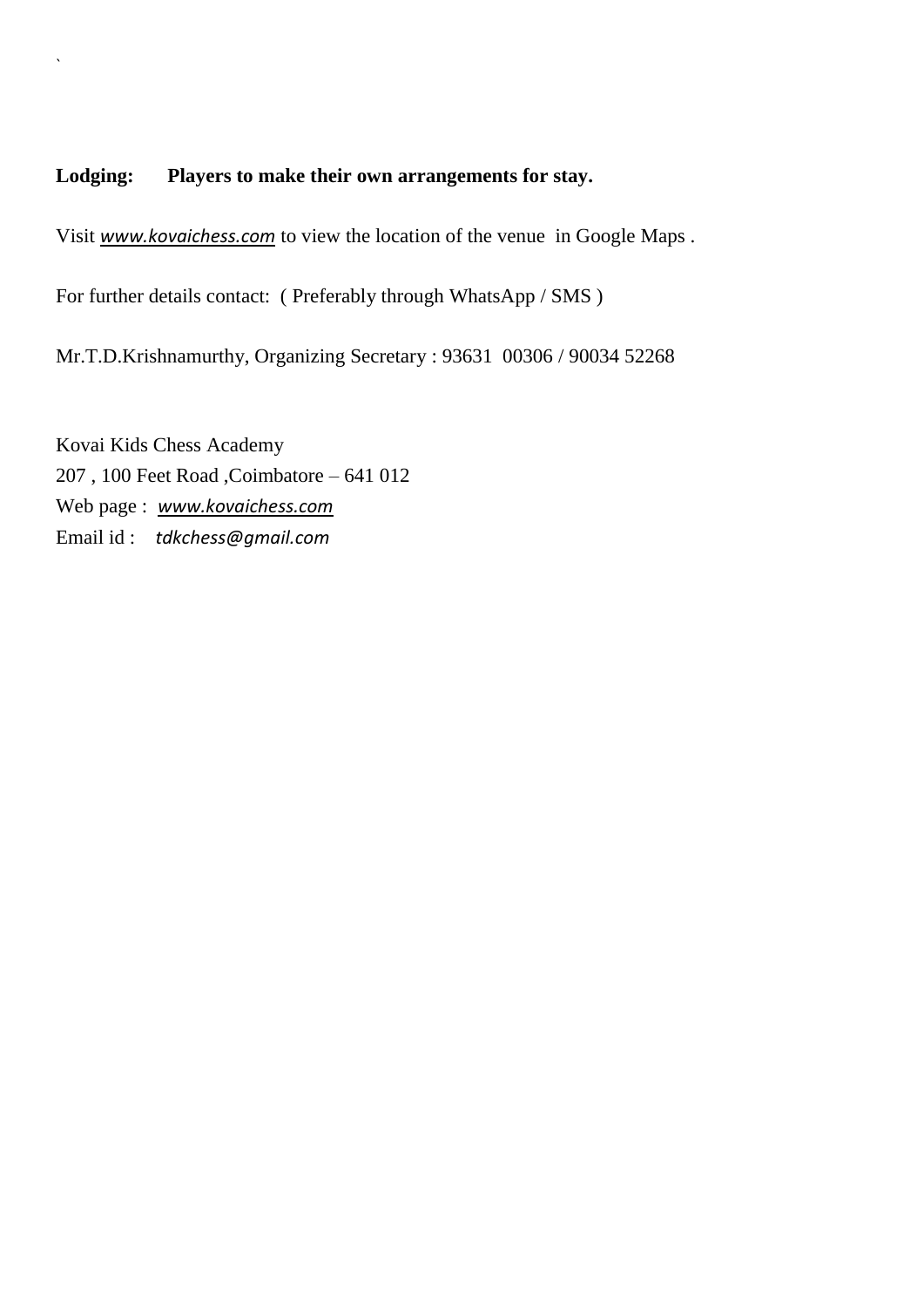**Lodging: Players to make their own arrangements for stay.**

Visit *www.kovaichess.com* to view the location of the venue in Google Maps .

For further details contact: ( Preferably through WhatsApp / SMS )

Mr.T.D.Krishnamurthy, Organizing Secretary : 93631 00306 / 90034 52268

Kovai Kids Chess Academy
207 , 100 Feet Road ,Coimbatore – 641 012
Web page : *www.kovaichess.com*
Email id : *tdkchess@gmail.com*